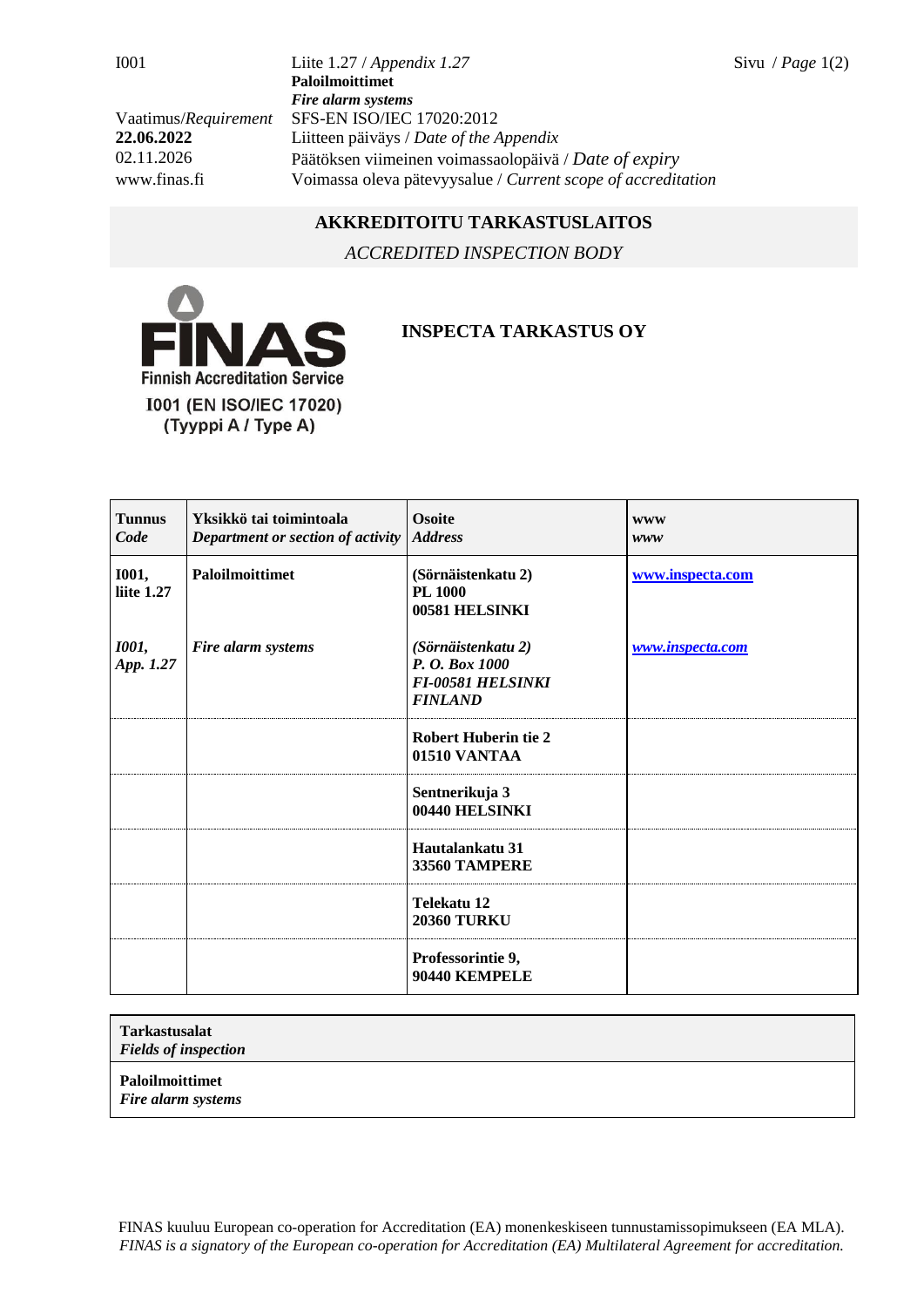I001 | Liite 1.27 / *Appendix 1.27*
**Paloilmoittimet**
***Fire alarm systems***

Vaatimus/*Requirement* SFS-EN ISO/IEC 17020:2012
**22.06.2022** Liitteen päiväys / *Date of the Appendix*
02.11.2026 Päätöksen viimeinen voimassaolopäivä / *Date of expiry*
www.finas.fi Voimassa oleva pätevyysalue / *Current scope of accreditation*

## AKKREDITOITU TARKASTUSLAITOS

*ACCREDITED INSPECTION BODY*

FINAS
Finnish Accreditation Service
I001 (EN ISO/IEC 17020)
(Tyyppi A / Type A)

## INSPECTA TARKASTUS OY

| **Tunnus** *Code* | **Yksikkö tai toimintoala** *Department or section of activity* | **Osoite** *Address* | **www** *www* |
|---|---|---|---|
| **I001, liite 1.27** | **Paloilmoittimet** | **(Sörnäistenkatu 2) PL 1000 00581 HELSINKI** | **www.inspecta.com** |
| ***I001, App. 1.27*** | ***Fire alarm systems*** | ***(Sörnäistenkatu 2) P. O. Box 1000 FI-00581 HELSINKI FINLAND*** | ***www.inspecta.com*** |
| | | **Robert Huberin tie 2 01510 VANTAA** | |
| | | **Sentnerikuja 3 00440 HELSINKI** | |
| | | **Hautalankatu 31 33560 TAMPERE** | |
| | | **Telekatu 12 20360 TURKU** | |
| | | **Professorintie 9, 90440 KEMPELE** | |

| **Tarkastusalat** *Fields of inspection* |
|---|
| **Paloilmoittimet** ***Fire alarm systems*** |

FINAS kuuluu European co-operation for Accreditation (EA) monenkeskiseen tunnustamissopimukseen (EA MLA).
*FINAS is a signatory of the European co-operation for Accreditation (EA) Multilateral Agreement for accreditation.*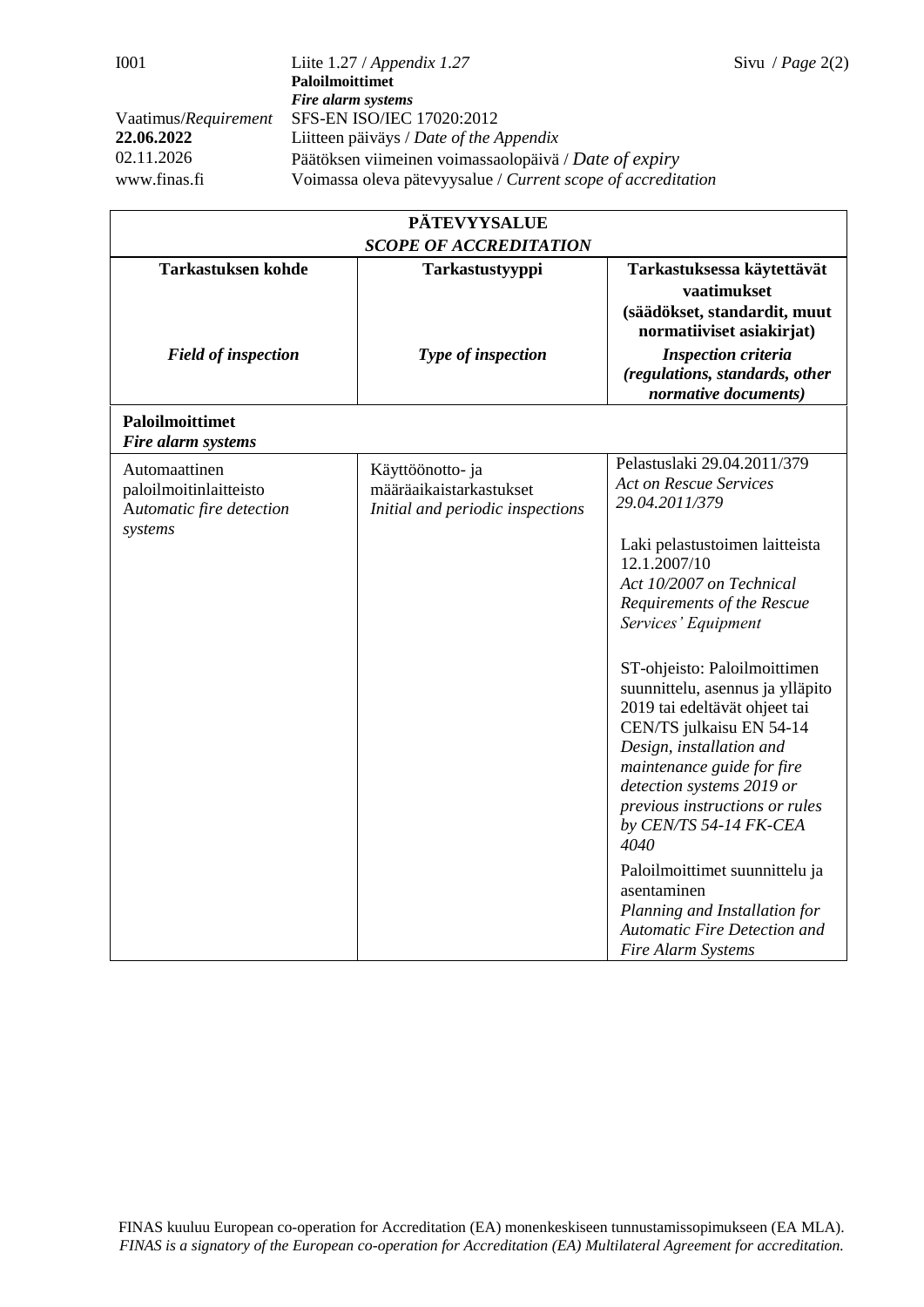I001 Liite 1.27 / *Appendix 1.27*
**Paloilmoittimet**
***Fire alarm systems***

Vaatimus/*Requirement* SFS-EN ISO/IEC 17020:2012
**22.06.2022** Liitteen päiväys / *Date of the Appendix*
02.11.2026 Päätöksen viimeinen voimassaolopäivä / *Date of expiry*
www.finas.fi Voimassa oleva pätevyysalue / *Current scope of accreditation*

| **PÄTEVYYSALUE** *SCOPE OF ACCREDITATION* | | |
|---|---|---|
| **Tarkastuksen kohde** ***Field of inspection*** | **Tarkastustyyppi** ***Type of inspection*** | **Tarkastuksessa käytettävät vaatimukset (säädökset, standardit, muut normatiiviset asiakirjat)** ***Inspection criteria (regulations, standards, other normative documents)*** |
| **Paloilmoittimet** ***Fire alarm systems*** | | |
| Automaattinen paloilmoitinlaitteisto *Automatic fire detection systems* | Käyttöönotto- ja määräaikaistarkastukset *Initial and periodic inspections* | Pelastuslaki 29.04.2011/379 *Act on Rescue Services 29.04.2011/379*<br><br>Laki pelastustoimen laitteista 12.1.2007/10 *Act 10/2007 on Technical Requirements of the Rescue Services' Equipment*<br><br>ST-ohjeisto: Paloilmoittimen suunnittelu, asennus ja ylläpito 2019 tai edeltävät ohjeet tai CEN/TS julkaisu EN 54-14 *Design, installation and maintenance guide for fire detection systems 2019 or previous instructions or rules by CEN/TS 54-14 FK-CEA 4040*<br><br>Paloilmoittimet suunnittelu ja asentaminen *Planning and Installation for Automatic Fire Detection and Fire Alarm Systems* |

FINAS kuuluu European co-operation for Accreditation (EA) monenkeskiseen tunnustamissopimukseen (EA MLA).
*FINAS is a signatory of the European co-operation for Accreditation (EA) Multilateral Agreement for accreditation.*